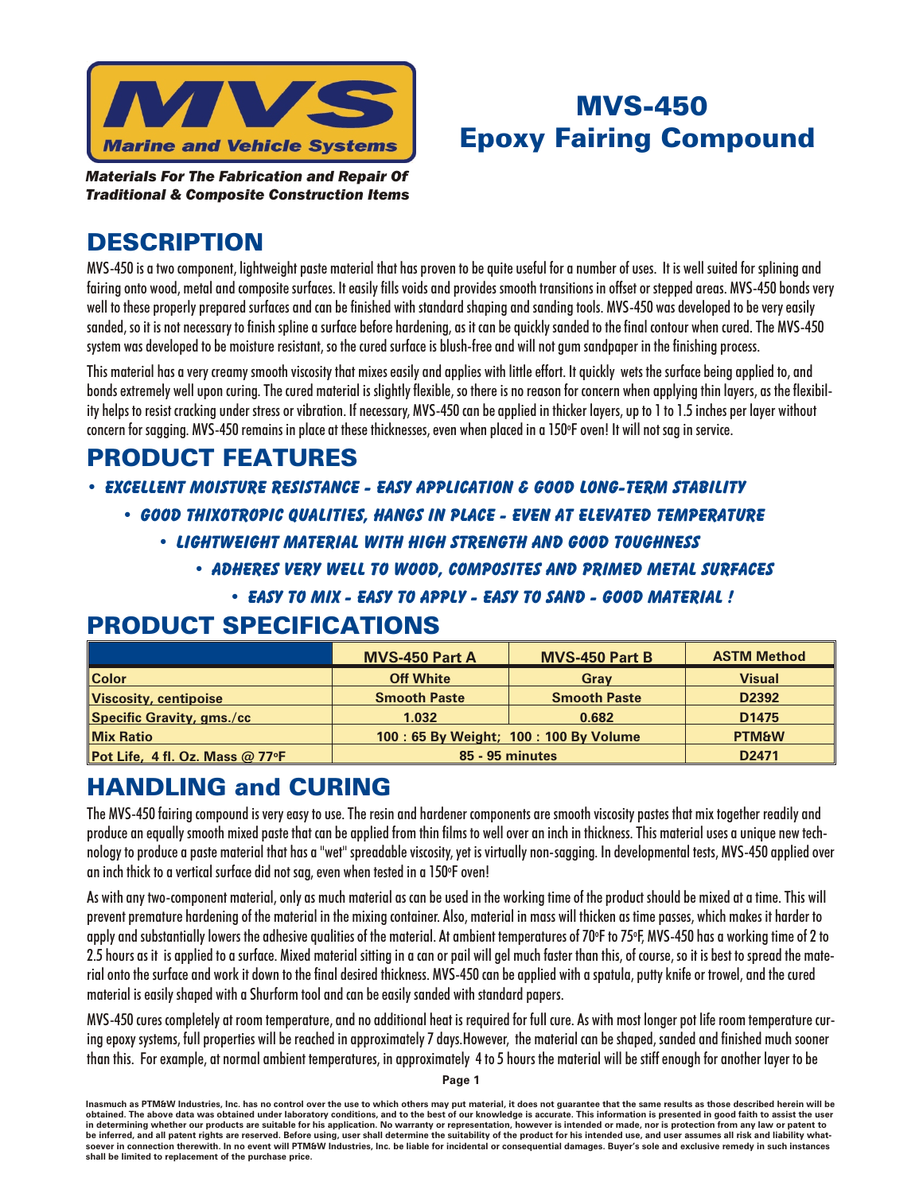**MVS**
**Marine and Vehicle Systems**

***Materials For The Fabrication and Repair Of Traditional & Composite Construction Items***

# MVS-450 Epoxy Fairing Compound

## DESCRIPTION

MVS-450 is a two component, lightweight paste material that has proven to be quite useful for a number of uses. It is well suited for splining and fairing onto wood, metal and composite surfaces. It easily fills voids and provides smooth transitions in offset or stepped areas. MVS-450 bonds very well to these properly prepared surfaces and can be finished with standard shaping and sanding tools. MVS-450 was developed to be very easily sanded, so it is not necessary to finish spline a surface before hardening, as it can be quickly sanded to the final contour when cured. The MVS-450 system was developed to be moisture resistant, so the cured surface is blush-free and will not gum sandpaper in the finishing process.

This material has a very creamy smooth viscosity that mixes easily and applies with little effort. It quickly wets the surface being applied to, and bonds extremely well upon curing. The cured material is slightly flexible, so there is no reason for concern when applying thin layers, as the flexibility helps to resist cracking under stress or vibration. If necessary, MVS-450 can be applied in thicker layers, up to 1 to 1.5 inches per layer without concern for sagging. MVS-450 remains in place at these thicknesses, even when placed in a 150°F oven! It will not sag in service.

## PRODUCT FEATURES

- ***EXCELLENT MOISTURE RESISTANCE - EASY APPLICATION & GOOD LONG-TERM STABILITY***
- ***GOOD THIXOTROPIC QUALITIES, HANGS IN PLACE - EVEN AT ELEVATED TEMPERATURE***
- ***LIGHTWEIGHT MATERIAL WITH HIGH STRENGTH AND GOOD TOUGHNESS***
- ***ADHERES VERY WELL TO WOOD, COMPOSITES AND PRIMED METAL SURFACES***
- ***EASY TO MIX - EASY TO APPLY - EASY TO SAND - GOOD MATERIAL !***

## PRODUCT SPECIFICATIONS

| | MVS-450 Part A | MVS-450 Part B | ASTM Method |
|---|---|---|---|
| Color | Off White | Gray | Visual |
| Viscosity, centipoise | Smooth Paste | Smooth Paste | D2392 |
| Specific Gravity, gms./cc | 1.032 | 0.682 | D1475 |
| Mix Ratio | 100 : 65 By Weight; 100 : 100 By Volume | | PTM&W |
| Pot Life, 4 fl. Oz. Mass @ 77°F | 85 - 95 minutes | | D2471 |

## HANDLING and CURING

The MVS-450 fairing compound is very easy to use. The resin and hardener components are smooth viscosity pastes that mix together readily and produce an equally smooth mixed paste that can be applied from thin films to well over an inch in thickness. This material uses a unique new technology to produce a paste material that has a "wet" spreadable viscosity, yet is virtually non-sagging. In developmental tests, MVS-450 applied over an inch thick to a vertical surface did not sag, even when tested in a 150°F oven!

As with any two-component material, only as much material as can be used in the working time of the product should be mixed at a time. This will prevent premature hardening of the material in the mixing container. Also, material in mass will thicken as time passes, which makes it harder to apply and substantially lowers the adhesive qualities of the material. At ambient temperatures of 70°F to 75°F, MVS-450 has a working time of 2 to 2.5 hours as it is applied to a surface. Mixed material sitting in a can or pail will gel much faster than this, of course, so it is best to spread the material onto the surface and work it down to the final desired thickness. MVS-450 can be applied with a spatula, putty knife or trowel, and the cured material is easily shaped with a Shurform tool and can be easily sanded with standard papers.

MVS-450 cures completely at room temperature, and no additional heat is required for full cure. As with most longer pot life room temperature curing epoxy systems, full properties will be reached in approximately 7 days.However, the material can be shaped, sanded and finished much sooner than this. For example, at normal ambient temperatures, in approximately 4 to 5 hours the material will be stiff enough for another layer to be

**Inasmuch as PTM&W Industries, Inc. has no control over the use to which others may put material, it does not guarantee that the same results as those described herein will be obtained. The above data was obtained under laboratory conditions, and to the best of our knowledge is accurate. This information is presented in good faith to assist the user in determining whether our products are suitable for his application. No warranty or representation, however is intended or made, nor is protection from any law or patent to be inferred, and all patent rights are reserved. Before using, user shall determine the suitability of the product for his intended use, and user assumes all risk and liability whatsoever in connection therewith. In no event will PTM&W Industries, Inc. be liable for incidental or consequential damages. Buyer's sole and exclusive remedy in such instances shall be limited to replacement of the purchase price.**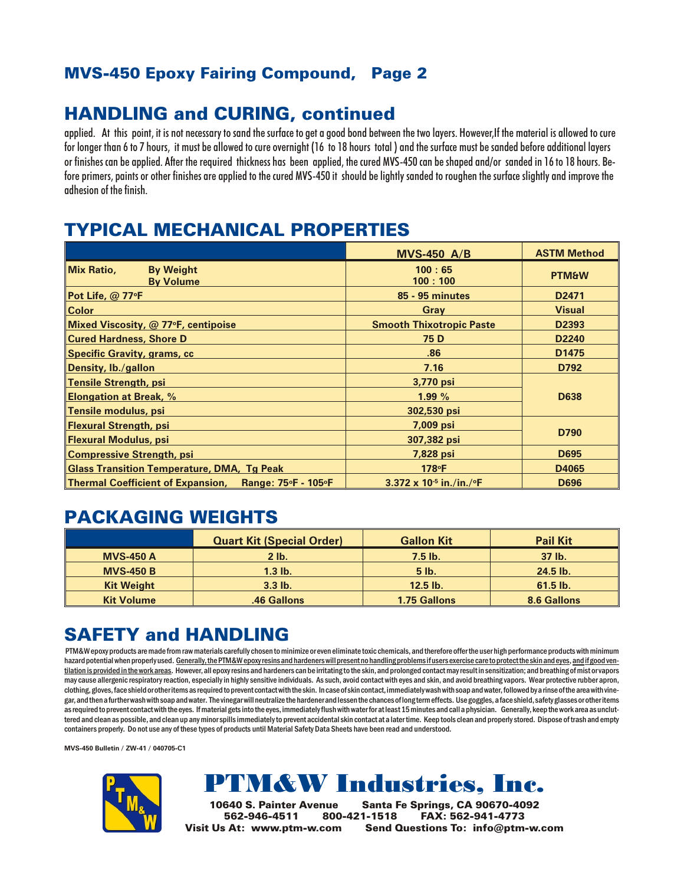## HANDLING and CURING, continued

applied. At this point, it is not necessary to sand the surface to get a good bond between the two layers. However,If the material is allowed to cure for longer than 6 to 7 hours, it must be allowed to cure overnight (16 to 18 hours total ) and the surface must be sanded before additional layers or finishes can be applied. After the required thickness has been applied, the cured MVS-450 can be shaped and/or sanded in 16 to 18 hours. Before primers, paints or other finishes are applied to the cured MVS-450 it should be lightly sanded to roughen the surface slightly and improve the adhesion of the finish.

## TYPICAL MECHANICAL PROPERTIES

| | MVS-450 A/B | ASTM Method |
|---|---|---|
| Mix Ratio, By Weight / By Volume | 100 : 65 / 100 : 100 | PTM&W |
| Pot Life, @ 77°F | 85 - 95 minutes | D2471 |
| Color | Gray | Visual |
| Mixed Viscosity, @ 77°F, centipoise | Smooth Thixotropic Paste | D2393 |
| Cured Hardness, Shore D | 75 D | D2240 |
| Specific Gravity, grams, cc | .86 | D1475 |
| Density, lb./gallon | 7.16 | D792 |
| Tensile Strength, psi | 3,770 psi | D638 |
| Elongation at Break, % | 1.99 % | D638 |
| Tensile modulus, psi | 302,530 psi | D638 |
| Flexural Strength, psi | 7,009 psi | D790 |
| Flexural Modulus, psi | 307,382 psi | D790 |
| Compressive Strength, psi | 7,828 psi | D695 |
| Glass Transition Temperature, DMA, Tg Peak | 178°F | D4065 |
| Thermal Coefficient of Expansion, Range: 75°F - 105°F | $3.372 \times 10^{-5}$ in./in./°F | D696 |

## PACKAGING WEIGHTS

| | Quart Kit (Special Order) | Gallon Kit | Pail Kit |
|---|---|---|---|
| MVS-450 A | 2 lb. | 7.5 lb. | 37 lb. |
| MVS-450 B | 1.3 lb. | 5 lb. | 24.5 lb. |
| Kit Weight | 3.3 lb. | 12.5 lb. | 61.5 lb. |
| Kit Volume | .46 Gallons | 1.75 Gallons | 8.6 Gallons |

## SAFETY and HANDLING

PTM&W epoxy products are made from raw materials carefully chosen to minimize or even eliminate toxic chemicals, and therefore offer the user high performance products with minimum hazard potential when properly used. Generally, the PTM&W epoxy resins and hardeners will present no handling problems if users exercise care to protect the skin and eyes, and if good ventilation is provided in the work areas. However, all epoxy resins and hardeners can be irritating to the skin, and prolonged contact may result in sensitization; and breathing of mist or vapors may cause allergenic respiratory reaction, especially in highly sensitive individuals. As such, avoid contact with eyes and skin, and avoid breathing vapors. Wear protective rubber apron, clothing, gloves, face shield or other items as required to prevent contact with the skin. In case of skin contact, immediately wash with soap and water, followed by a rinse of the area with vinegar, and then a further wash with soap and water. The vinegar will neutralize the hardener and lessen the chances of long term effects. Use goggles, a face shield, safety glasses or other items as required to prevent contact with the eyes. If material gets into the eyes, immediately flush with water for at least 15 minutes and call a physician. Generally, keep the work area as uncluttered and clean as possible, and clean up any minor spills immediately to prevent accidental skin contact at a later time. Keep tools clean and properly stored. Dispose of trash and empty containers properly. Do not use any of these types of products until Material Safety Data Sheets have been read and understood.

MVS-450 Bulletin / ZW-41 / 040705-C1

**PTM&W Industries, Inc.**

10640 S. Painter Avenue Santa Fe Springs, CA 90670-4092
562-946-4511 800-421-1518 FAX: 562-941-4773
Visit Us At: www.ptm-w.com Send Questions To: info@ptm-w.com